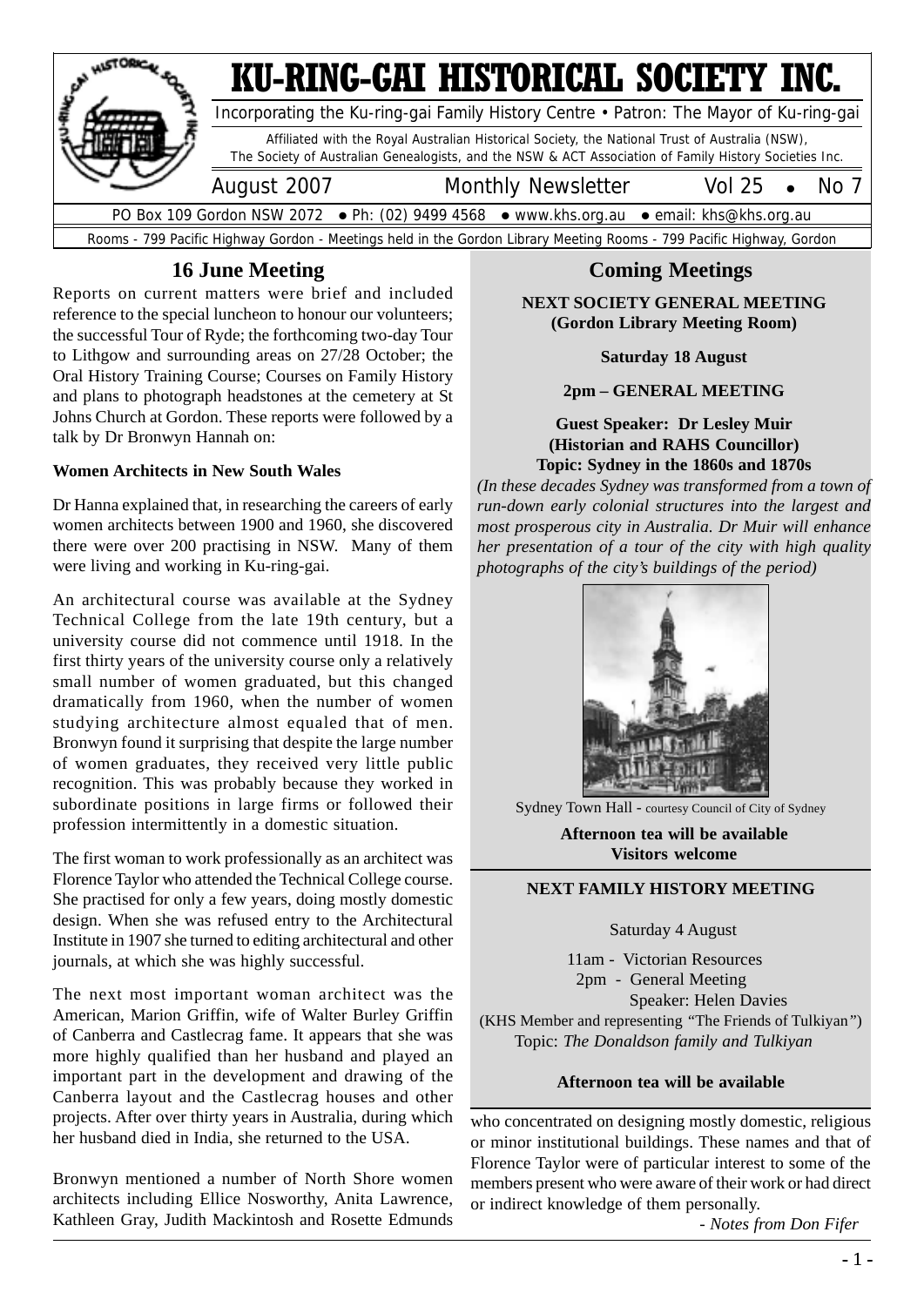# KU-RING-GAI HISTORICAL SOCIETY INC.

Incorporating the Ku-ring-gai Family History Centre • Patron: The Mayor of Ku-ring-gai

Affiliated with the Royal Australian Historical Society, the National Trust of Australia (NSW), The Society of Australian Genealogists, and the NSW & ACT Association of Family History Societies Inc.

August 2007 | Monthly Newsletter | Vol 25 • No 7

PO Box 109 Gordon NSW 2072 • Ph: (02) 9499 4568 • www.khs.org.au • email: khs@khs.org.au

Rooms - 799 Pacific Highway Gordon - Meetings held in the Gordon Library Meeting Rooms - 799 Pacific Highway, Gordon

## 16 June Meeting

Reports on current matters were brief and included reference to the special luncheon to honour our volunteers; the successful Tour of Ryde; the forthcoming two-day Tour to Lithgow and surrounding areas on 27/28 October; the Oral History Training Course; Courses on Family History and plans to photograph headstones at the cemetery at St Johns Church at Gordon. These reports were followed by a talk by Dr Bronwyn Hannah on:

**Women Architects in New South Wales**

Dr Hanna explained that, in researching the careers of early women architects between 1900 and 1960, she discovered there were over 200 practising in NSW. Many of them were living and working in Ku-ring-gai.

An architectural course was available at the Sydney Technical College from the late 19th century, but a university course did not commence until 1918. In the first thirty years of the university course only a relatively small number of women graduated, but this changed dramatically from 1960, when the number of women studying architecture almost equaled that of men. Bronwyn found it surprising that despite the large number of women graduates, they received very little public recognition. This was probably because they worked in subordinate positions in large firms or followed their profession intermittently in a domestic situation.

The first woman to work professionally as an architect was Florence Taylor who attended the Technical College course. She practised for only a few years, doing mostly domestic design. When she was refused entry to the Architectural Institute in 1907 she turned to editing architectural and other journals, at which she was highly successful.

The next most important woman architect was the American, Marion Griffin, wife of Walter Burley Griffin of Canberra and Castlecrag fame. It appears that she was more highly qualified than her husband and played an important part in the development and drawing of the Canberra layout and the Castlecrag houses and other projects. After over thirty years in Australia, during which her husband died in India, she returned to the USA.

Bronwyn mentioned a number of North Shore women architects including Ellice Nosworthy, Anita Lawrence, Kathleen Gray, Judith Mackintosh and Rosette Edmunds who concentrated on designing mostly domestic, religious or minor institutional buildings. These names and that of Florence Taylor were of particular interest to some of the members present who were aware of their work or had direct or indirect knowledge of them personally.

*- Notes from Don Fifer*

## Coming Meetings

**NEXT SOCIETY GENERAL MEETING**
**(Gordon Library Meeting Room)**

**Saturday 18 August**

**2pm – GENERAL MEETING**

**Guest Speaker: Dr Lesley Muir**
**(Historian and RAHS Councillor)**
**Topic: Sydney in the 1860s and 1870s**

*(In these decades Sydney was transformed from a town of run-down early colonial structures into the largest and most prosperous city in Australia. Dr Muir will enhance her presentation of a tour of the city with high quality photographs of the city's buildings of the period)*

Sydney Town Hall - courtesy Council of City of Sydney

**Afternoon tea will be available**
**Visitors welcome**

**NEXT FAMILY HISTORY MEETING**

Saturday 4 August

11am - Victorian Resources
2pm - General Meeting
Speaker: Helen Davies
(KHS Member and representing "The Friends of Tulkiyan")
Topic: *The Donaldson family and Tulkiyan*

**Afternoon tea will be available**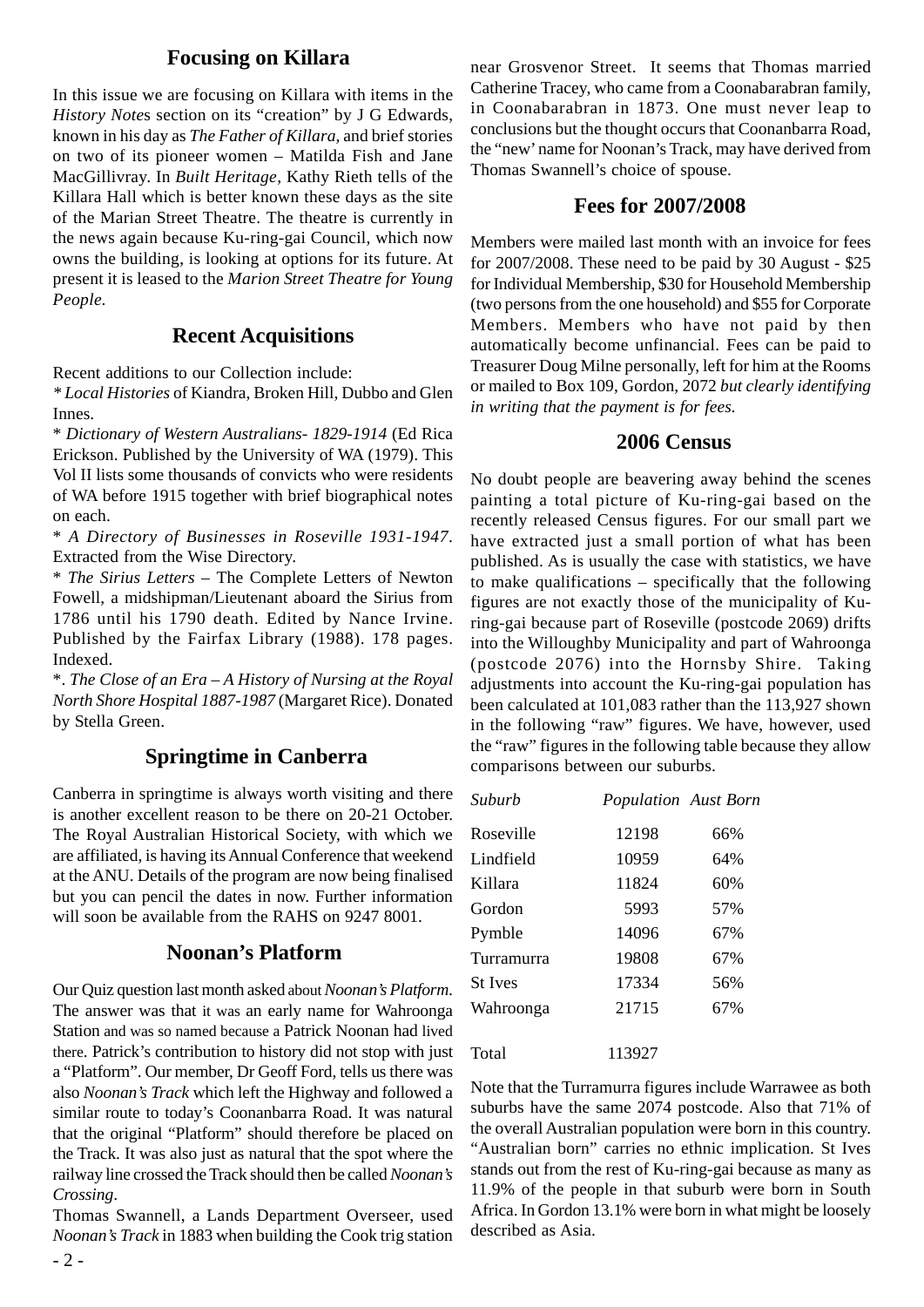## Focusing on Killara

In this issue we are focusing on Killara with items in the *History Notes* section on its "creation" by J G Edwards, known in his day as *The Father of Killara,* and brief stories on two of its pioneer women – Matilda Fish and Jane MacGillivray. In *Built Heritage*, Kathy Rieth tells of the Killara Hall which is better known these days as the site of the Marian Street Theatre. The theatre is currently in the news again because Ku-ring-gai Council, which now owns the building, is looking at options for its future. At present it is leased to the *Marion Street Theatre for Young People.*

## Recent Acquisitions

Recent additions to our Collection include:

* *Local Histories* of Kiandra, Broken Hill, Dubbo and Glen Innes.
* *Dictionary of Western Australians- 1829-1914* (Ed Rica Erickson. Published by the University of WA (1979). This Vol II lists some thousands of convicts who were residents of WA before 1915 together with brief biographical notes on each.
* *A Directory of Businesses in Roseville 1931-1947*. Extracted from the Wise Directory.
* *The Sirius Letters* – The Complete Letters of Newton Fowell, a midshipman/Lieutenant aboard the Sirius from 1786 until his 1790 death. Edited by Nance Irvine. Published by the Fairfax Library (1988). 178 pages. Indexed.
* *The Close of an Era – A History of Nursing at the Royal North Shore Hospital 1887-1987* (Margaret Rice). Donated by Stella Green.

## Springtime in Canberra

Canberra in springtime is always worth visiting and there is another excellent reason to be there on 20-21 October. The Royal Australian Historical Society, with which we are affiliated, is having its Annual Conference that weekend at the ANU. Details of the program are now being finalised but you can pencil the dates in now. Further information will soon be available from the RAHS on 9247 8001.

## Noonan's Platform

Our Quiz question last month asked about *Noonan's Platform.* The answer was that it was an early name for Wahroonga Station and was so named because a Patrick Noonan had lived there. Patrick's contribution to history did not stop with just a "Platform". Our member, Dr Geoff Ford, tells us there was also *Noonan's Track* which left the Highway and followed a similar route to today's Coonanbarra Road. It was natural that the original "Platform" should therefore be placed on the Track. It was also just as natural that the spot where the railway line crossed the Track should then be called *Noonan's Crossing*.

Thomas Swannell, a Lands Department Overseer, used *Noonan's Track* in 1883 when building the Cook trig station near Grosvenor Street. It seems that Thomas married Catherine Tracey, who came from a Coonabarabran family, in Coonabarabran in 1873. One must never leap to conclusions but the thought occurs that Coonanbarra Road, the "new' name for Noonan's Track, may have derived from Thomas Swannell's choice of spouse.

## Fees for 2007/2008

Members were mailed last month with an invoice for fees for 2007/2008. These need to be paid by 30 August - $25 for Individual Membership, $30 for Household Membership (two persons from the one household) and $55 for Corporate Members. Members who have not paid by then automatically become unfinancial. Fees can be paid to Treasurer Doug Milne personally, left for him at the Rooms or mailed to Box 109, Gordon, 2072 *but clearly identifying in writing that the payment is for fees.*

## 2006 Census

No doubt people are beavering away behind the scenes painting a total picture of Ku-ring-gai based on the recently released Census figures. For our small part we have extracted just a small portion of what has been published. As is usually the case with statistics, we have to make qualifications – specifically that the following figures are not exactly those of the municipality of Ku-ring-gai because part of Roseville (postcode 2069) drifts into the Willoughby Municipality and part of Wahroonga (postcode 2076) into the Hornsby Shire. Taking adjustments into account the Ku-ring-gai population has been calculated at 101,083 rather than the 113,927 shown in the following "raw" figures. We have, however, used the "raw" figures in the following table because they allow comparisons between our suburbs.

| *Suburb* | *Population* | *Aust Born* |
|---|---|---|
| Roseville | 12198 | 66% |
| Lindfield | 10959 | 64% |
| Killara | 11824 | 60% |
| Gordon | 5993 | 57% |
| Pymble | 14096 | 67% |
| Turramurra | 19808 | 67% |
| St Ives | 17334 | 56% |
| Wahroonga | 21715 | 67% |
| Total | 113927 | |

Note that the Turramurra figures include Warrawee as both suburbs have the same 2074 postcode. Also that 71% of the overall Australian population were born in this country. "Australian born" carries no ethnic implication. St Ives stands out from the rest of Ku-ring-gai because as many as 11.9% of the people in that suburb were born in South Africa. In Gordon 13.1% were born in what might be loosely described as Asia.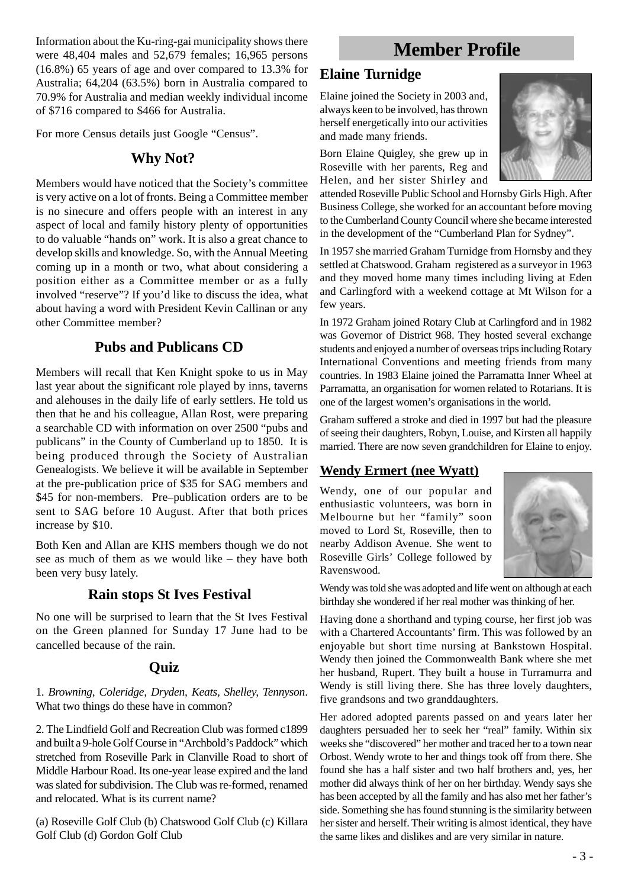Information about the Ku-ring-gai municipality shows there were 48,404 males and 52,679 females; 16,965 persons (16.8%) 65 years of age and over compared to 13.3% for Australia; 64,204 (63.5%) born in Australia compared to 70.9% for Australia and median weekly individual income of $716 compared to $466 for Australia.

For more Census details just Google "Census".

## Why Not?

Members would have noticed that the Society's committee is very active on a lot of fronts. Being a Committee member is no sinecure and offers people with an interest in any aspect of local and family history plenty of opportunities to do valuable "hands on" work. It is also a great chance to develop skills and knowledge. So, with the Annual Meeting coming up in a month or two, what about considering a position either as a Committee member or as a fully involved "reserve"? If you'd like to discuss the idea, what about having a word with President Kevin Callinan or any other Committee member?

## Pubs and Publicans CD

Members will recall that Ken Knight spoke to us in May last year about the significant role played by inns, taverns and alehouses in the daily life of early settlers. He told us then that he and his colleague, Allan Rost, were preparing a searchable CD with information on over 2500 "pubs and publicans" in the County of Cumberland up to 1850. It is being produced through the Society of Australian Genealogists. We believe it will be available in September at the pre-publication price of $35 for SAG members and $45 for non-members. Pre–publication orders are to be sent to SAG before 10 August. After that both prices increase by $10.

Both Ken and Allan are KHS members though we do not see as much of them as we would like – they have both been very busy lately.

## Rain stops St Ives Festival

No one will be surprised to learn that the St Ives Festival on the Green planned for Sunday 17 June had to be cancelled because of the rain.

## Quiz

1. *Browning, Coleridge, Dryden, Keats, Shelley, Tennyson*. What two things do these have in common?

2. The Lindfield Golf and Recreation Club was formed c1899 and built a 9-hole Golf Course in "Archbold's Paddock" which stretched from Roseville Park in Clanville Road to short of Middle Harbour Road. Its one-year lease expired and the land was slated for subdivision. The Club was re-formed, renamed and relocated. What is its current name?

(a) Roseville Golf Club (b) Chatswood Golf Club (c) Killara Golf Club (d) Gordon Golf Club

# Member Profile

## Elaine Turnidge

Elaine joined the Society in 2003 and, always keen to be involved, has thrown herself energetically into our activities and made many friends.

Born Elaine Quigley, she grew up in Roseville with her parents, Reg and Helen, and her sister Shirley and attended Roseville Public School and Hornsby Girls High. After Business College, she worked for an accountant before moving to the Cumberland County Council where she became interested in the development of the "Cumberland Plan for Sydney".

In 1957 she married Graham Turnidge from Hornsby and they settled at Chatswood. Graham registered as a surveyor in 1963 and they moved home many times including living at Eden and Carlingford with a weekend cottage at Mt Wilson for a few years.

In 1972 Graham joined Rotary Club at Carlingford and in 1982 was Governor of District 968. They hosted several exchange students and enjoyed a number of overseas trips including Rotary International Conventions and meeting friends from many countries. In 1983 Elaine joined the Parramatta Inner Wheel at Parramatta, an organisation for women related to Rotarians. It is one of the largest women's organisations in the world.

Graham suffered a stroke and died in 1997 but had the pleasure of seeing their daughters, Robyn, Louise, and Kirsten all happily married. There are now seven grandchildren for Elaine to enjoy.

## Wendy Ermert (nee Wyatt)

Wendy, one of our popular and enthusiastic volunteers, was born in Melbourne but her "family" soon moved to Lord St, Roseville, then to nearby Addison Avenue. She went to Roseville Girls' College followed by Ravenswood.

Wendy was told she was adopted and life went on although at each birthday she wondered if her real mother was thinking of her.

Having done a shorthand and typing course, her first job was with a Chartered Accountants' firm. This was followed by an enjoyable but short time nursing at Bankstown Hospital. Wendy then joined the Commonwealth Bank where she met her husband, Rupert. They built a house in Turramurra and Wendy is still living there. She has three lovely daughters, five grandsons and two granddaughters.

Her adored adopted parents passed on and years later her daughters persuaded her to seek her "real" family. Within six weeks she "discovered" her mother and traced her to a town near Orbost. Wendy wrote to her and things took off from there. She found she has a half sister and two half brothers and, yes, her mother did always think of her on her birthday. Wendy says she has been accepted by all the family and has also met her father's side. Something she has found stunning is the similarity between her sister and herself. Their writing is almost identical, they have the same likes and dislikes and are very similar in nature.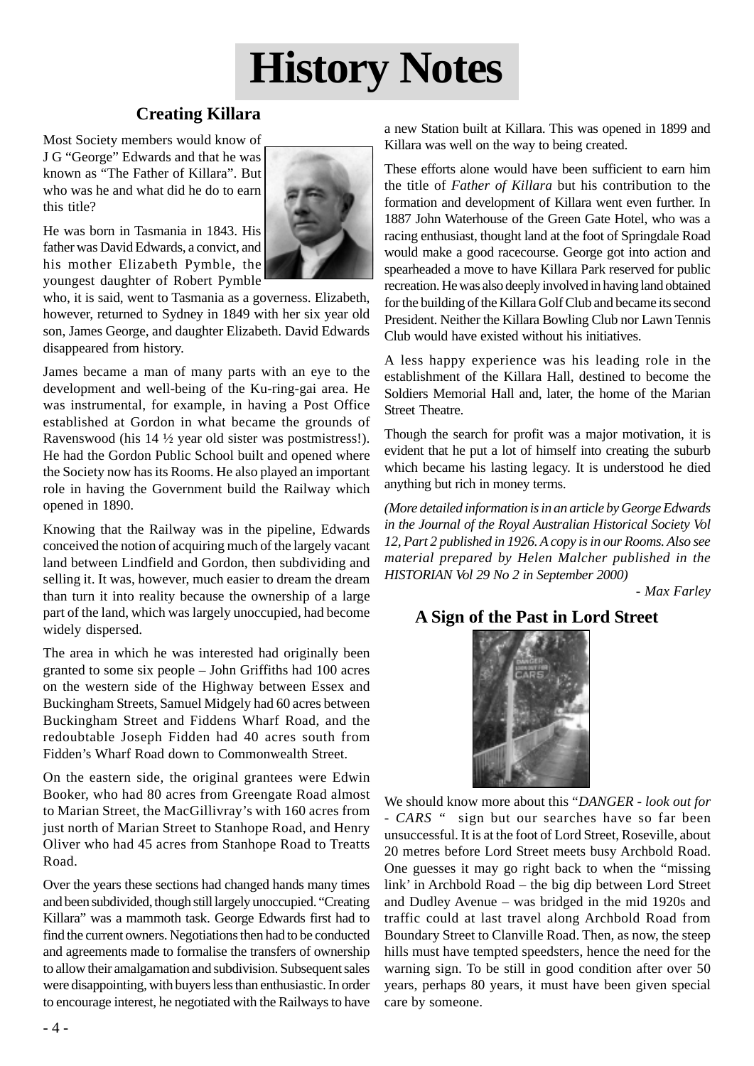# History Notes

## Creating Killara

Most Society members would know of J G "George" Edwards and that he was known as "The Father of Killara". But who was he and what did he do to earn this title?

He was born in Tasmania in 1843. His father was David Edwards, a convict, and his mother Elizabeth Pymble, the youngest daughter of Robert Pymble who, it is said, went to Tasmania as a governess. Elizabeth, however, returned to Sydney in 1849 with her six year old son, James George, and daughter Elizabeth. David Edwards disappeared from history.

James became a man of many parts with an eye to the development and well-being of the Ku-ring-gai area. He was instrumental, for example, in having a Post Office established at Gordon in what became the grounds of Ravenswood (his 14 ½ year old sister was postmistress!). He had the Gordon Public School built and opened where the Society now has its Rooms. He also played an important role in having the Government build the Railway which opened in 1890.

Knowing that the Railway was in the pipeline, Edwards conceived the notion of acquiring much of the largely vacant land between Lindfield and Gordon, then subdividing and selling it. It was, however, much easier to dream the dream than turn it into reality because the ownership of a large part of the land, which was largely unoccupied, had become widely dispersed.

The area in which he was interested had originally been granted to some six people – John Griffiths had 100 acres on the western side of the Highway between Essex and Buckingham Streets, Samuel Midgely had 60 acres between Buckingham Street and Fiddens Wharf Road, and the redoubtable Joseph Fidden had 40 acres south from Fidden's Wharf Road down to Commonwealth Street.

On the eastern side, the original grantees were Edwin Booker, who had 80 acres from Greengate Road almost to Marian Street, the MacGillivray's with 160 acres from just north of Marian Street to Stanhope Road, and Henry Oliver who had 45 acres from Stanhope Road to Treatts Road.

Over the years these sections had changed hands many times and been subdivided, though still largely unoccupied. "Creating Killara" was a mammoth task. George Edwards first had to find the current owners. Negotiations then had to be conducted and agreements made to formalise the transfers of ownership to allow their amalgamation and subdivision. Subsequent sales were disappointing, with buyers less than enthusiastic. In order to encourage interest, he negotiated with the Railways to have a new Station built at Killara. This was opened in 1899 and Killara was well on the way to being created.

These efforts alone would have been sufficient to earn him the title of *Father of Killara* but his contribution to the formation and development of Killara went even further. In 1887 John Waterhouse of the Green Gate Hotel, who was a racing enthusiast, thought land at the foot of Springdale Road would make a good racecourse. George got into action and spearheaded a move to have Killara Park reserved for public recreation. He was also deeply involved in having land obtained for the building of the Killara Golf Club and became its second President. Neither the Killara Bowling Club nor Lawn Tennis Club would have existed without his initiatives.

A less happy experience was his leading role in the establishment of the Killara Hall, destined to become the Soldiers Memorial Hall and, later, the home of the Marian Street Theatre.

Though the search for profit was a major motivation, it is evident that he put a lot of himself into creating the suburb which became his lasting legacy. It is understood he died anything but rich in money terms.

*(More detailed information is in an article by George Edwards in the Journal of the Royal Australian Historical Society Vol 12, Part 2 published in 1926. A copy is in our Rooms. Also see material prepared by Helen Malcher published in the HISTORIAN Vol 29 No 2 in September 2000)*

*- Max Farley*

## A Sign of the Past in Lord Street

We should know more about this "*DANGER - look out for - CARS* " sign but our searches have so far been unsuccessful. It is at the foot of Lord Street, Roseville, about 20 metres before Lord Street meets busy Archbold Road. One guesses it may go right back to when the "missing link' in Archbold Road – the big dip between Lord Street and Dudley Avenue – was bridged in the mid 1920s and traffic could at last travel along Archbold Road from Boundary Street to Clanville Road. Then, as now, the steep hills must have tempted speedsters, hence the need for the warning sign. To be still in good condition after over 50 years, perhaps 80 years, it must have been given special care by someone.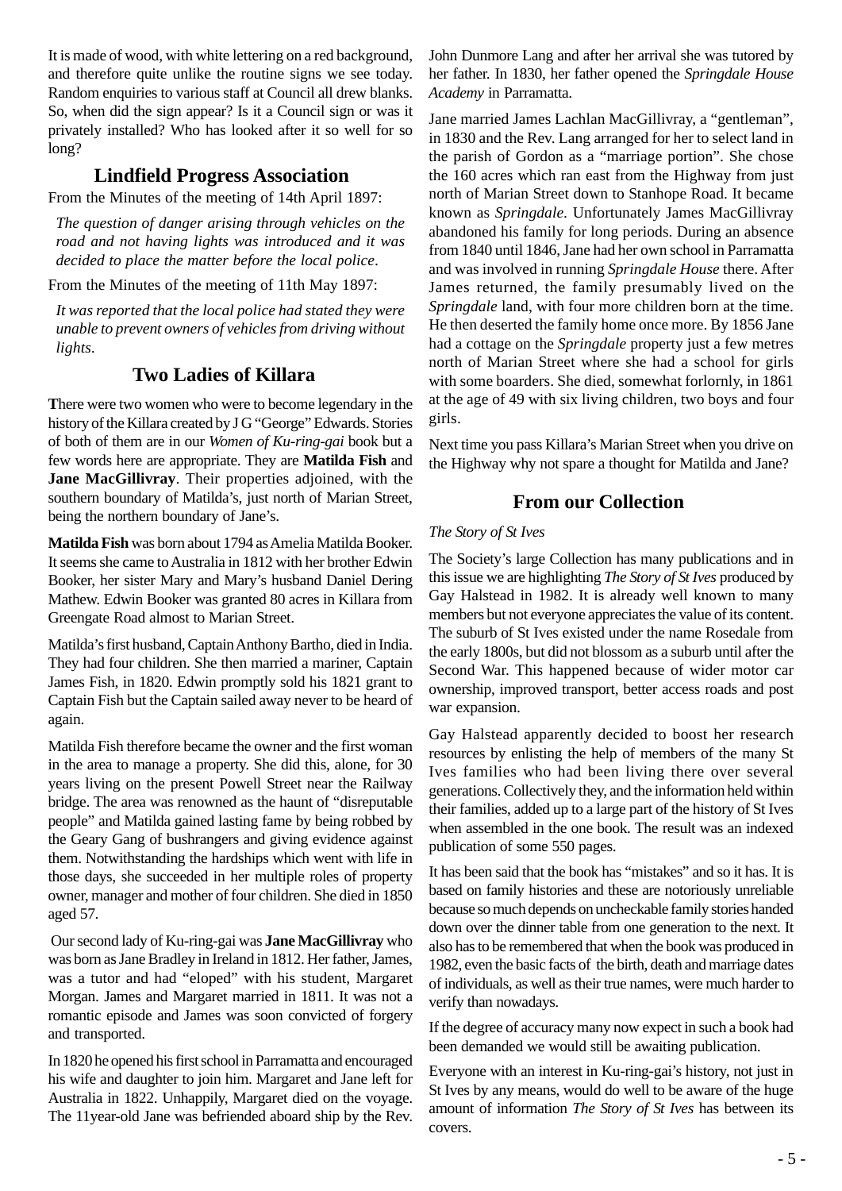It is made of wood, with white lettering on a red background, and therefore quite unlike the routine signs we see today. Random enquiries to various staff at Council all drew blanks. So, when did the sign appear? Is it a Council sign or was it privately installed? Who has looked after it so well for so long?

## Lindfield Progress Association

From the Minutes of the meeting of 14th April 1897:

*The question of danger arising through vehicles on the road and not having lights was introduced and it was decided to place the matter before the local police.*

From the Minutes of the meeting of 11th May 1897:

*It was reported that the local police had stated they were unable to prevent owners of vehicles from driving without lights.*

## Two Ladies of Killara

There were two women who were to become legendary in the history of the Killara created by J G "George" Edwards. Stories of both of them are in our *Women of Ku-ring-gai* book but a few words here are appropriate. They are **Matilda Fish** and **Jane MacGillivray**. Their properties adjoined, with the southern boundary of Matilda's, just north of Marian Street, being the northern boundary of Jane's.

**Matilda Fish** was born about 1794 as Amelia Matilda Booker. It seems she came to Australia in 1812 with her brother Edwin Booker, her sister Mary and Mary's husband Daniel Dering Mathew. Edwin Booker was granted 80 acres in Killara from Greengate Road almost to Marian Street.

Matilda's first husband, Captain Anthony Bartho, died in India. They had four children. She then married a mariner, Captain James Fish, in 1820. Edwin promptly sold his 1821 grant to Captain Fish but the Captain sailed away never to be heard of again.

Matilda Fish therefore became the owner and the first woman in the area to manage a property. She did this, alone, for 30 years living on the present Powell Street near the Railway bridge. The area was renowned as the haunt of "disreputable people" and Matilda gained lasting fame by being robbed by the Geary Gang of bushrangers and giving evidence against them. Notwithstanding the hardships which went with life in those days, she succeeded in her multiple roles of property owner, manager and mother of four children. She died in 1850 aged 57.

Our second lady of Ku-ring-gai was **Jane MacGillivray** who was born as Jane Bradley in Ireland in 1812. Her father, James, was a tutor and had "eloped" with his student, Margaret Morgan. James and Margaret married in 1811. It was not a romantic episode and James was soon convicted of forgery and transported.

In 1820 he opened his first school in Parramatta and encouraged his wife and daughter to join him. Margaret and Jane left for Australia in 1822. Unhappily, Margaret died on the voyage. The 11year-old Jane was befriended aboard ship by the Rev. John Dunmore Lang and after her arrival she was tutored by her father. In 1830, her father opened the *Springdale House Academy* in Parramatta.

Jane married James Lachlan MacGillivray, a "gentleman", in 1830 and the Rev. Lang arranged for her to select land in the parish of Gordon as a "marriage portion". She chose the 160 acres which ran east from the Highway from just north of Marian Street down to Stanhope Road. It became known as *Springdale*. Unfortunately James MacGillivray abandoned his family for long periods. During an absence from 1840 until 1846, Jane had her own school in Parramatta and was involved in running *Springdale House* there. After James returned, the family presumably lived on the *Springdale* land, with four more children born at the time. He then deserted the family home once more. By 1856 Jane had a cottage on the *Springdale* property just a few metres north of Marian Street where she had a school for girls with some boarders. She died, somewhat forlornly, in 1861 at the age of 49 with six living children, two boys and four girls.

Next time you pass Killara's Marian Street when you drive on the Highway why not spare a thought for Matilda and Jane?

## From our Collection

*The Story of St Ives*

The Society's large Collection has many publications and in this issue we are highlighting *The Story of St Ives* produced by Gay Halstead in 1982. It is already well known to many members but not everyone appreciates the value of its content. The suburb of St Ives existed under the name Rosedale from the early 1800s, but did not blossom as a suburb until after the Second War. This happened because of wider motor car ownership, improved transport, better access roads and post war expansion.

Gay Halstead apparently decided to boost her research resources by enlisting the help of members of the many St Ives families who had been living there over several generations. Collectively they, and the information held within their families, added up to a large part of the history of St Ives when assembled in the one book. The result was an indexed publication of some 550 pages.

It has been said that the book has "mistakes" and so it has. It is based on family histories and these are notoriously unreliable because so much depends on uncheckable family stories handed down over the dinner table from one generation to the next. It also has to be remembered that when the book was produced in 1982, even the basic facts of the birth, death and marriage dates of individuals, as well as their true names, were much harder to verify than nowadays.

If the degree of accuracy many now expect in such a book had been demanded we would still be awaiting publication.

Everyone with an interest in Ku-ring-gai's history, not just in St Ives by any means, would do well to be aware of the huge amount of information *The Story of St Ives* has between its covers.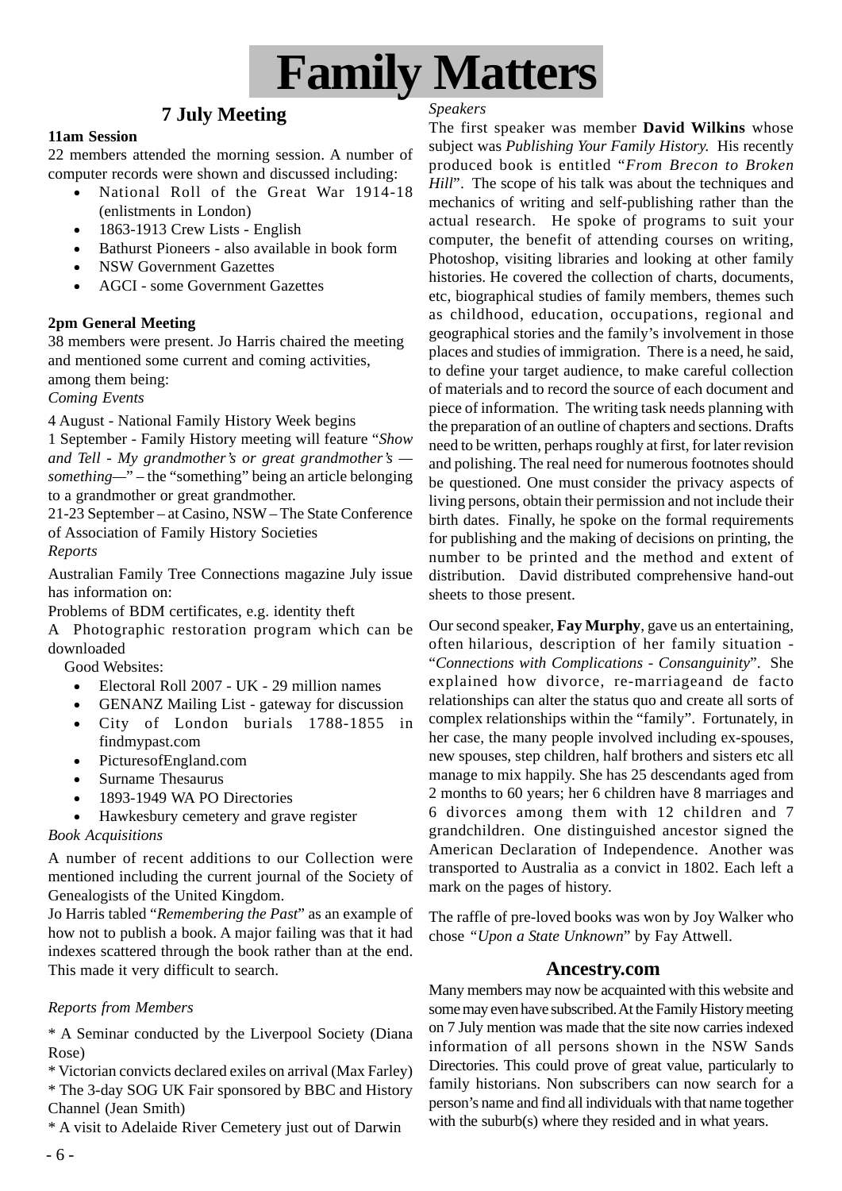# Family Matters

## 7 July Meeting

**11am Session**

22 members attended the morning session. A number of computer records were shown and discussed including:

- National Roll of the Great War 1914-18 (enlistments in London)
- 1863-1913 Crew Lists - English
- Bathurst Pioneers - also available in book form
- NSW Government Gazettes
- AGCI - some Government Gazettes

**2pm General Meeting**

38 members were present. Jo Harris chaired the meeting and mentioned some current and coming activities, among them being:

*Coming Events*

4 August - National Family History Week begins

1 September - Family History meeting will feature "*Show and Tell - My grandmother's or great grandmother's — something—*" – the "something" being an article belonging to a grandmother or great grandmother.

21-23 September – at Casino, NSW – The State Conference of Association of Family History Societies

*Reports*

Australian Family Tree Connections magazine July issue has information on:

Problems of BDM certificates, e.g. identity theft

A Photographic restoration program which can be downloaded

Good Websites:

- Electoral Roll 2007 - UK - 29 million names
- GENANZ Mailing List - gateway for discussion
- City of London burials 1788-1855 in findmypast.com
- PicturesofEngland.com
- Surname Thesaurus
- 1893-1949 WA PO Directories
- Hawkesbury cemetery and grave register

*Book Acquisitions*

A number of recent additions to our Collection were mentioned including the current journal of the Society of Genealogists of the United Kingdom.

Jo Harris tabled "*Remembering the Past*" as an example of how not to publish a book. A major failing was that it had indexes scattered through the book rather than at the end. This made it very difficult to search.

*Reports from Members*

* A Seminar conducted by the Liverpool Society (Diana Rose)

* Victorian convicts declared exiles on arrival (Max Farley)

* The 3-day SOG UK Fair sponsored by BBC and History Channel (Jean Smith)

* A visit to Adelaide River Cemetery just out of Darwin

*Speakers*

The first speaker was member **David Wilkins** whose subject was *Publishing Your Family History.* His recently produced book is entitled "*From Brecon to Broken Hill*". The scope of his talk was about the techniques and mechanics of writing and self-publishing rather than the actual research. He spoke of programs to suit your computer, the benefit of attending courses on writing, Photoshop, visiting libraries and looking at other family histories. He covered the collection of charts, documents, etc, biographical studies of family members, themes such as childhood, education, occupations, regional and geographical stories and the family's involvement in those places and studies of immigration. There is a need, he said, to define your target audience, to make careful collection of materials and to record the source of each document and piece of information. The writing task needs planning with the preparation of an outline of chapters and sections. Drafts need to be written, perhaps roughly at first, for later revision and polishing. The real need for numerous footnotes should be questioned. One must consider the privacy aspects of living persons, obtain their permission and not include their birth dates. Finally, he spoke on the formal requirements for publishing and the making of decisions on printing, the number to be printed and the method and extent of distribution. David distributed comprehensive hand-out sheets to those present.

Our second speaker, **Fay Murphy**, gave us an entertaining, often hilarious, description of her family situation - "*Connections with Complications - Consanguinity*". She explained how divorce, re-marriageand de facto relationships can alter the status quo and create all sorts of complex relationships within the "family". Fortunately, in her case, the many people involved including ex-spouses, new spouses, step children, half brothers and sisters etc all manage to mix happily. She has 25 descendants aged from 2 months to 60 years; her 6 children have 8 marriages and 6 divorces among them with 12 children and 7 grandchildren. One distinguished ancestor signed the American Declaration of Independence. Another was transported to Australia as a convict in 1802. Each left a mark on the pages of history.

The raffle of pre-loved books was won by Joy Walker who chose *"Upon a State Unknown*" by Fay Attwell.

## Ancestry.com

Many members may now be acquainted with this website and some may even have subscribed. At the Family History meeting on 7 July mention was made that the site now carries indexed information of all persons shown in the NSW Sands Directories. This could prove of great value, particularly to family historians. Non subscribers can now search for a person's name and find all individuals with that name together with the suburb(s) where they resided and in what years.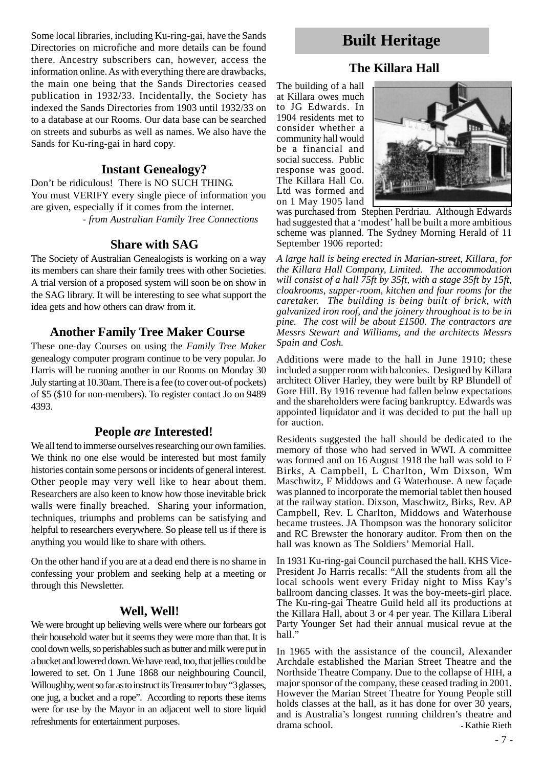Some local libraries, including Ku-ring-gai, have the Sands Directories on microfiche and more details can be found there. Ancestry subscribers can, however, access the information online. As with everything there are drawbacks, the main one being that the Sands Directories ceased publication in 1932/33. Incidentally, the Society has indexed the Sands Directories from 1903 until 1932/33 on to a database at our Rooms. Our data base can be searched on streets and suburbs as well as names. We also have the Sands for Ku-ring-gai in hard copy.

### Instant Genealogy?

Don't be ridiculous! There is NO SUCH THING. You must VERIFY every single piece of information you are given, especially if it comes from the internet.

*- from Australian Family Tree Connections*

### Share with SAG

The Society of Australian Genealogists is working on a way its members can share their family trees with other Societies. A trial version of a proposed system will soon be on show in the SAG library. It will be interesting to see what support the idea gets and how others can draw from it.

### Another Family Tree Maker Course

These one-day Courses on using the *Family Tree Maker* genealogy computer program continue to be very popular. Jo Harris will be running another in our Rooms on Monday 30 July starting at 10.30am. There is a fee (to cover out-of pockets) of $5 ($10 for non-members). To register contact Jo on 9489 4393.

### People *are* Interested!

We all tend to immerse ourselves researching our own families. We think no one else would be interested but most family histories contain some persons or incidents of general interest. Other people may very well like to hear about them. Researchers are also keen to know how those inevitable brick walls were finally breached. Sharing your information, techniques, triumphs and problems can be satisfying and helpful to researchers everywhere. So please tell us if there is anything you would like to share with others.

On the other hand if you are at a dead end there is no shame in confessing your problem and seeking help at a meeting or through this Newsletter.

### Well, Well!

We were brought up believing wells were where our forbears got their household water but it seems they were more than that. It is cool down wells, so perishables such as butter and milk were put in a bucket and lowered down. We have read, too, that jellies could be lowered to set. On 1 June 1868 our neighbouring Council, Willoughby, went so far as to instruct its Treasurer to buy "3 glasses, one jug, a bucket and a rope". According to reports these items were for use by the Mayor in an adjacent well to store liquid refreshments for entertainment purposes.

# Built Heritage

## The Killara Hall

The building of a hall at Killara owes much to JG Edwards. In 1904 residents met to consider whether a community hall would be a financial and social success. Public response was good. The Killara Hall Co. Ltd was formed and on 1 May 1905 land was purchased from Stephen Perdriau. Although Edwards had suggested that a 'modest' hall be built a more ambitious scheme was planned. The Sydney Morning Herald of 11 September 1906 reported:

*A large hall is being erected in Marian-street, Killara, for the Killara Hall Company, Limited. The accommodation will consist of a hall 75ft by 35ft, with a stage 35ft by 15ft, cloakrooms, supper-room, kitchen and four rooms for the caretaker. The building is being built of brick, with galvanized iron roof, and the joinery throughout is to be in pine. The cost will be about £1500. The contractors are Messrs Stewart and Williams, and the architects Messrs Spain and Cosh.*

Additions were made to the hall in June 1910; these included a supper room with balconies. Designed by Killara architect Oliver Harley, they were built by RP Blundell of Gore Hill. By 1916 revenue had fallen below expectations and the shareholders were facing bankruptcy. Edwards was appointed liquidator and it was decided to put the hall up for auction.

Residents suggested the hall should be dedicated to the memory of those who had served in WWI. A committee was formed and on 16 August 1918 the hall was sold to F Birks, A Campbell, L Charlton, Wm Dixson, Wm Maschwitz, F Middows and G Waterhouse. A new façade was planned to incorporate the memorial tablet then housed at the railway station. Dixson, Maschwitz, Birks, Rev. AP Campbell, Rev. L Charlton, Middows and Waterhouse became trustees. JA Thompson was the honorary solicitor and RC Brewster the honorary auditor. From then on the hall was known as The Soldiers' Memorial Hall.

In 1931 Ku-ring-gai Council purchased the hall. KHS Vice-President Jo Harris recalls: "All the students from all the local schools went every Friday night to Miss Kay's ballroom dancing classes. It was the boy-meets-girl place. The Ku-ring-gai Theatre Guild held all its productions at the Killara Hall, about 3 or 4 per year. The Killara Liberal Party Younger Set had their annual musical revue at the hall."

In 1965 with the assistance of the council, Alexander Archdale established the Marian Street Theatre and the Northside Theatre Company. Due to the collapse of HIH, a major sponsor of the company, these ceased trading in 2001. However the Marian Street Theatre for Young People still holds classes at the hall, as it has done for over 30 years, and is Australia's longest running children's theatre and drama school.

- Kathie Rieth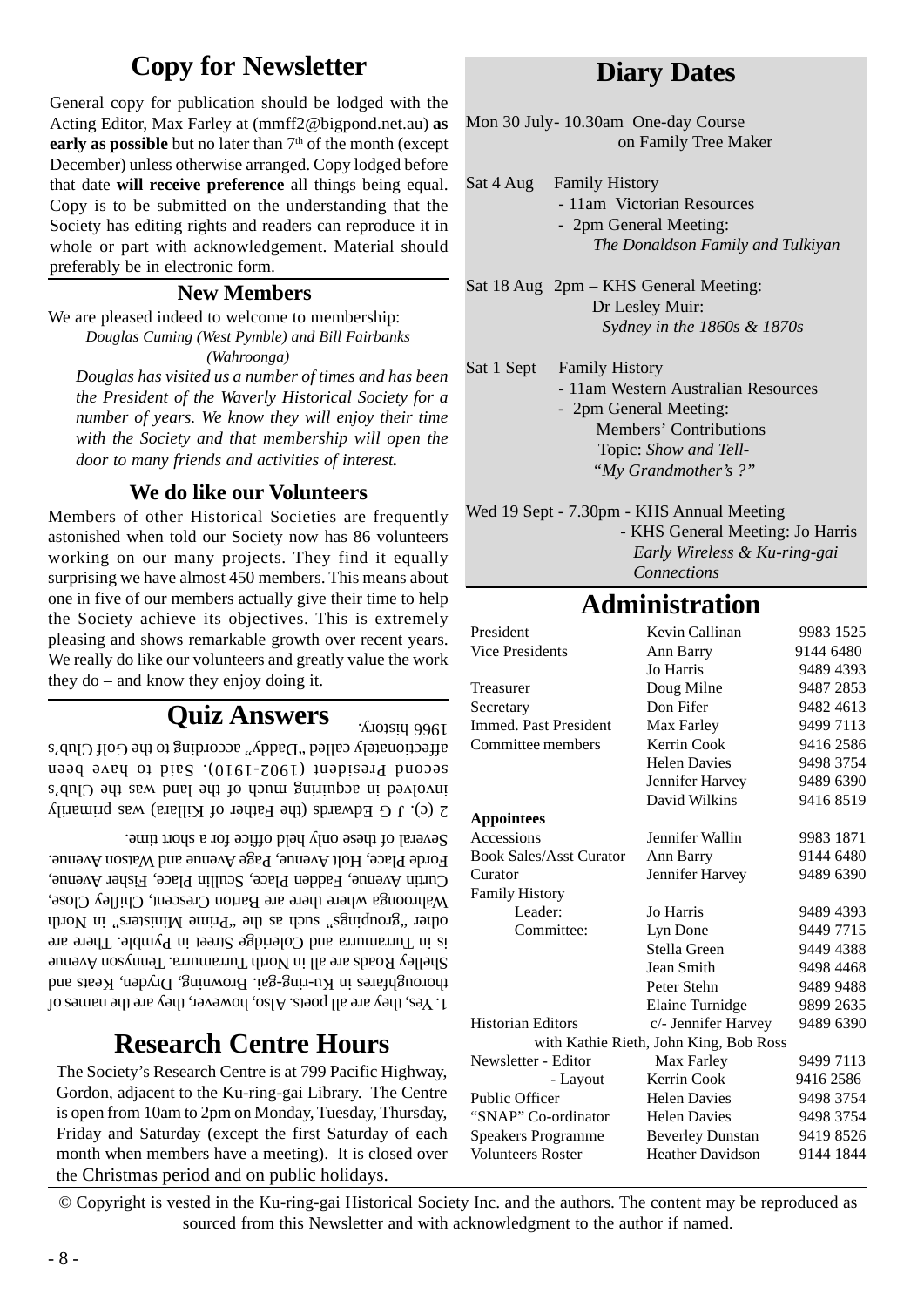## Copy for Newsletter

General copy for publication should be lodged with the Acting Editor, Max Farley at (mmff2@bigpond.net.au) **as early as possible** but no later than 7th of the month (except December) unless otherwise arranged. Copy lodged before that date **will receive preference** all things being equal. Copy is to be submitted on the understanding that the Society has editing rights and readers can reproduce it in whole or part with acknowledgement. Material should preferably be in electronic form.

### New Members

We are pleased indeed to welcome to membership:

*Douglas Cuming (West Pymble) and Bill Fairbanks (Wahroonga)*

*Douglas has visited us a number of times and has been the President of the Waverly Historical Society for a number of years. We know they will enjoy their time with the Society and that membership will open the door to many friends and activities of interest.*

### We do like our Volunteers

Members of other Historical Societies are frequently astonished when told our Society now has 86 volunteers working on our many projects. They find it equally surprising we have almost 450 members. This means about one in five of our members actually give their time to help the Society achieve its objectives. This is extremely pleasing and shows remarkable growth over recent years. We really do like our volunteers and greatly value the work they do – and know they enjoy doing it.

## Quiz Answers

1. Yes, they are all poets. Also, however, they are the names of thoroughfares in Ku-ring-gai. Browning, Dryden, Keats and Shelley Roads are all in North Turramurra. Tennyson Avenue is in Turramurra and Coleridge Street in Pymble. There are other "groupings" such as the "Prime Ministers" in North Wahroonga where there are Barton Crescent, Chifley Close, Curtin Avenue, Fadden Place, Scullin Place, Fisher Avenue, Forde Place, Holt Avenue, Page Avenue and Watson Avenue. Several of these only held office for a short time.

2 (c). J G Edwards (the Father of Killara) was primarily involved in acquiring much of the land was the Club's second President (1902-1910). Said to have been affectionately called "Daddy" according to the Golf Club's 1966 history.

## Research Centre Hours

The Society's Research Centre is at 799 Pacific Highway, Gordon, adjacent to the Ku-ring-gai Library. The Centre is open from 10am to 2pm on Monday, Tuesday, Thursday, Friday and Saturday (except the first Saturday of each month when members have a meeting). It is closed over the Christmas period and on public holidays.

## Diary Dates

Mon 30 July- 10.30am One-day Course on Family Tree Maker

Sat 4 Aug Family History
- 11am Victorian Resources
- 2pm General Meeting: *The Donaldson Family and Tulkiyan*

Sat 18 Aug 2pm – KHS General Meeting: Dr Lesley Muir: *Sydney in the 1860s & 1870s*

Sat 1 Sept Family History
- 11am Western Australian Resources
- 2pm General Meeting: Members' Contributions Topic: *Show and Tell- "My Grandmother's ?"*

Wed 19 Sept - 7.30pm - KHS Annual Meeting
- KHS General Meeting: Jo Harris *Early Wireless & Ku-ring-gai Connections*

## Administration

| | | |
|---|---|---|
| President | Kevin Callinan | 9983 1525 |
| Vice Presidents | Ann Barry | 9144 6480 |
| | Jo Harris | 9489 4393 |
| Treasurer | Doug Milne | 9487 2853 |
| Secretary | Don Fifer | 9482 4613 |
| Immed. Past President | Max Farley | 9499 7113 |
| Committee members | Kerrin Cook | 9416 2586 |
| | Helen Davies | 9498 3754 |
| | Jennifer Harvey | 9489 6390 |
| | David Wilkins | 9416 8519 |
| **Appointees** | | |
| Accessions | Jennifer Wallin | 9983 1871 |
| Book Sales/Asst Curator | Ann Barry | 9144 6480 |
| Curator | Jennifer Harvey | 9489 6390 |
| Family History | | |
| Leader: | Jo Harris | 9489 4393 |
| Committee: | Lyn Done | 9449 7715 |
| | Stella Green | 9449 4388 |
| | Jean Smith | 9498 4468 |
| | Peter Stehn | 9489 9488 |
| | Elaine Turnidge | 9899 2635 |
| Historian Editors | c/- Jennifer Harvey | 9489 6390 |
| | with Kathie Rieth, John King, Bob Ross | |
| Newsletter - Editor | Max Farley | 9499 7113 |
| - Layout | Kerrin Cook | 9416 2586 |
| Public Officer | Helen Davies | 9498 3754 |
| "SNAP" Co-ordinator | Helen Davies | 9498 3754 |
| Speakers Programme | Beverley Dunstan | 9419 8526 |
| Volunteers Roster | Heather Davidson | 9144 1844 |

© Copyright is vested in the Ku-ring-gai Historical Society Inc. and the authors. The content may be reproduced as sourced from this Newsletter and with acknowledgment to the author if named.